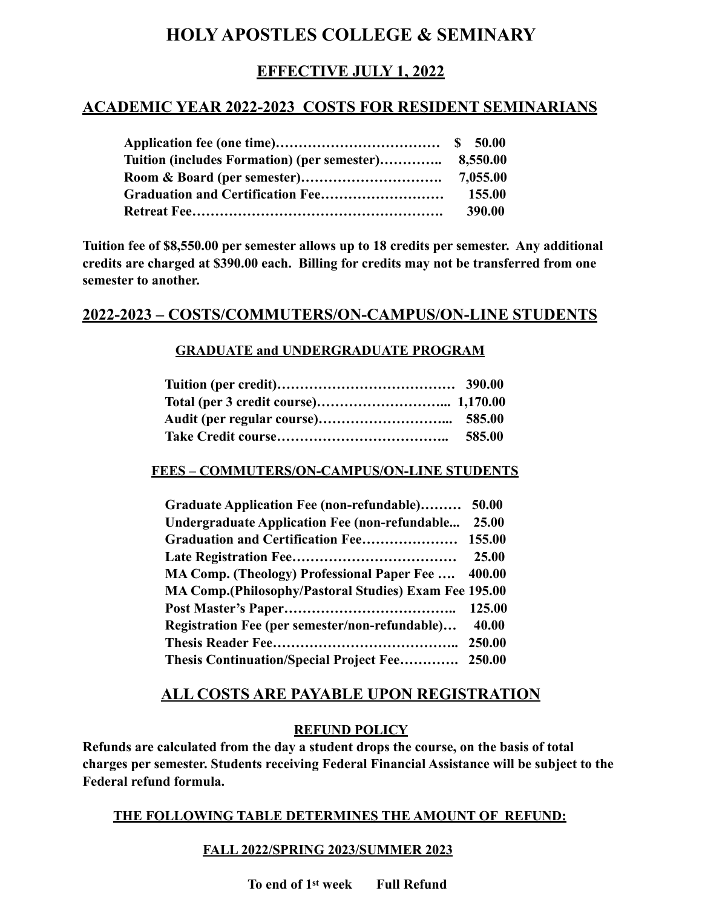# HOLY APOSTLES COLLEGE & SEMINARY

## EFFECTIVE JULY 1, 2022

## ACADEMIC YEAR 2022-2023 COSTS FOR RESIDENT SEMINARIANS

| Item | Amount |
|---|---|
| **Application fee (one time)** | **$ 50.00** |
| **Tuition (includes Formation) (per semester)** | **8,550.00** |
| **Room & Board (per semester)** | **7,055.00** |
| **Graduation and Certification Fee** | **155.00** |
| **Retreat Fee** | **390.00** |

**Tuition fee of $8,550.00 per semester allows up to 18 credits per semester. Any additional credits are charged at $390.00 each. Billing for credits may not be transferred from one semester to another.**

## 2022-2023 – COSTS/COMMUTERS/ON-CAMPUS/ON-LINE STUDENTS

### GRADUATE and UNDERGRADUATE PROGRAM

| Item | Amount |
|---|---|
| **Tuition (per credit)** | **390.00** |
| **Total (per 3 credit course)** | **1,170.00** |
| **Audit (per regular course)** | **585.00** |
| **Take Credit course** | **585.00** |

### FEES – COMMUTERS/ON-CAMPUS/ON-LINE STUDENTS

| Item | Amount |
|---|---|
| **Graduate Application Fee (non-refundable)** | **50.00** |
| **Undergraduate Application Fee (non-refundable...** | **25.00** |
| **Graduation and Certification Fee** | **155.00** |
| **Late Registration Fee** | **25.00** |
| **MA Comp. (Theology) Professional Paper Fee** | **400.00** |
| **MA Comp.(Philosophy/Pastoral Studies) Exam Fee** | **195.00** |
| **Post Master's Paper** | **125.00** |
| **Registration Fee (per semester/non-refundable)** | **40.00** |
| **Thesis Reader Fee** | **250.00** |
| **Thesis Continuation/Special Project Fee** | **250.00** |

## ALL COSTS ARE PAYABLE UPON REGISTRATION

### REFUND POLICY

**Refunds are calculated from the day a student drops the course, on the basis of total charges per semester. Students receiving Federal Financial Assistance will be subject to the Federal refund formula.**

### THE FOLLOWING TABLE DETERMINES THE AMOUNT OF REFUND:

### FALL 2022/SPRING 2023/SUMMER 2023

| | |
|---|---|
| **To end of 1st week** | **Full Refund** |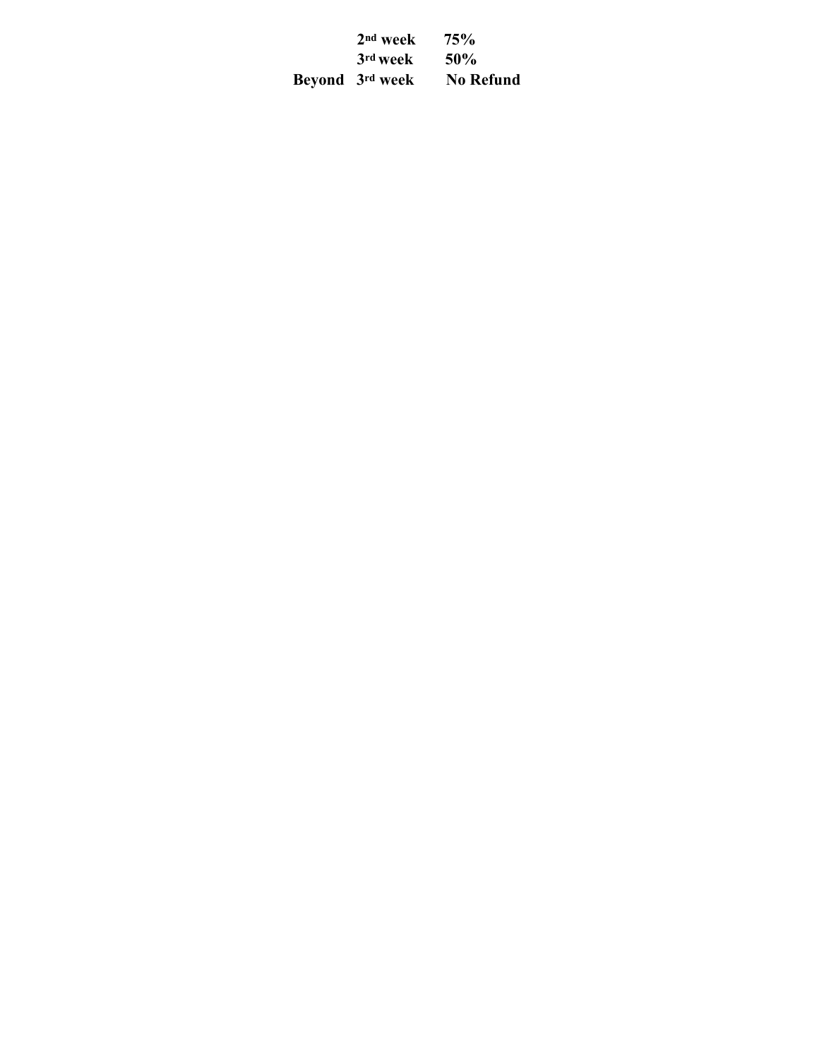| | | |
|---|---|---|
| | **2nd week** | **75%** |
| | **3rd week** | **50%** |
| **Beyond** | **3rd week** | **No Refund** |